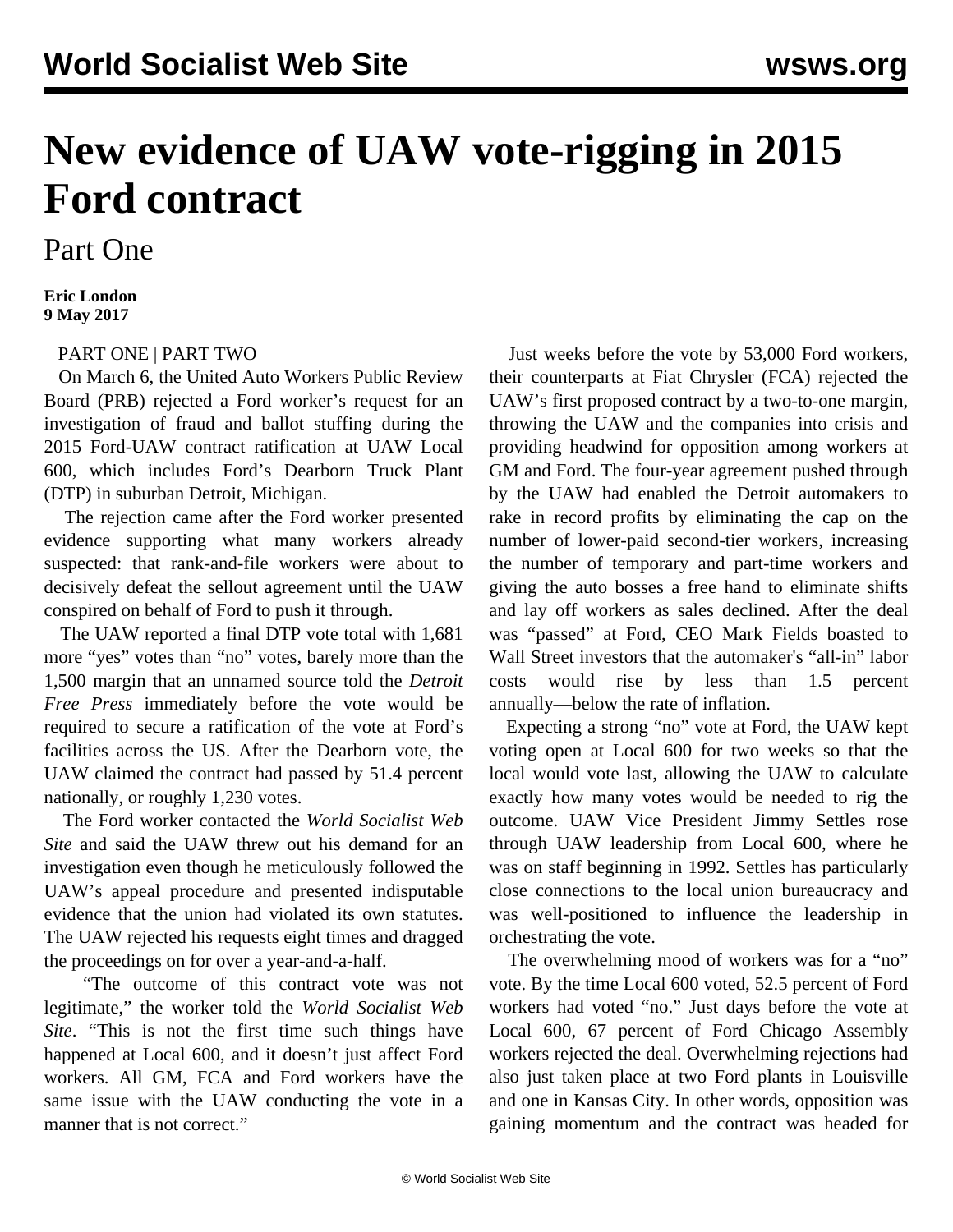# New evidence of UAW vote-rigging in 2015 Ford contract

## Part One

**Eric London**
**9 May 2017**

PART ONE | PART TWO

On March 6, the United Auto Workers Public Review Board (PRB) rejected a Ford worker's request for an investigation of fraud and ballot stuffing during the 2015 Ford-UAW contract ratification at UAW Local 600, which includes Ford's Dearborn Truck Plant (DTP) in suburban Detroit, Michigan.

The rejection came after the Ford worker presented evidence supporting what many workers already suspected: that rank-and-file workers were about to decisively defeat the sellout agreement until the UAW conspired on behalf of Ford to push it through.

The UAW reported a final DTP vote total with 1,681 more "yes" votes than "no" votes, barely more than the 1,500 margin that an unnamed source told the *Detroit Free Press* immediately before the vote would be required to secure a ratification of the vote at Ford's facilities across the US. After the Dearborn vote, the UAW claimed the contract had passed by 51.4 percent nationally, or roughly 1,230 votes.

The Ford worker contacted the *World Socialist Web Site* and said the UAW threw out his demand for an investigation even though he meticulously followed the UAW's appeal procedure and presented indisputable evidence that the union had violated its own statutes. The UAW rejected his requests eight times and dragged the proceedings on for over a year-and-a-half.

"The outcome of this contract vote was not legitimate," the worker told the *World Socialist Web Site*. "This is not the first time such things have happened at Local 600, and it doesn't just affect Ford workers. All GM, FCA and Ford workers have the same issue with the UAW conducting the vote in a manner that is not correct."

Just weeks before the vote by 53,000 Ford workers, their counterparts at Fiat Chrysler (FCA) rejected the UAW's first proposed contract by a two-to-one margin, throwing the UAW and the companies into crisis and providing headwind for opposition among workers at GM and Ford. The four-year agreement pushed through by the UAW had enabled the Detroit automakers to rake in record profits by eliminating the cap on the number of lower-paid second-tier workers, increasing the number of temporary and part-time workers and giving the auto bosses a free hand to eliminate shifts and lay off workers as sales declined. After the deal was "passed" at Ford, CEO Mark Fields boasted to Wall Street investors that the automaker's "all-in" labor costs would rise by less than 1.5 percent annually—below the rate of inflation.

Expecting a strong "no" vote at Ford, the UAW kept voting open at Local 600 for two weeks so that the local would vote last, allowing the UAW to calculate exactly how many votes would be needed to rig the outcome. UAW Vice President Jimmy Settles rose through UAW leadership from Local 600, where he was on staff beginning in 1992. Settles has particularly close connections to the local union bureaucracy and was well-positioned to influence the leadership in orchestrating the vote.

The overwhelming mood of workers was for a "no" vote. By the time Local 600 voted, 52.5 percent of Ford workers had voted "no." Just days before the vote at Local 600, 67 percent of Ford Chicago Assembly workers rejected the deal. Overwhelming rejections had also just taken place at two Ford plants in Louisville and one in Kansas City. In other words, opposition was gaining momentum and the contract was headed for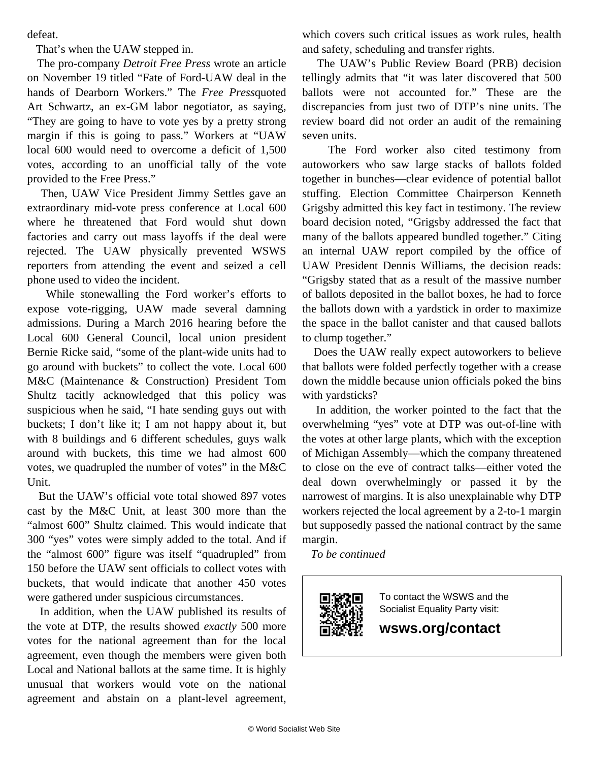defeat.

That's when the UAW stepped in.

The pro-company *Detroit Free Press* wrote an article on November 19 titled "Fate of Ford-UAW deal in the hands of Dearborn Workers." The *Free Press*quoted Art Schwartz, an ex-GM labor negotiator, as saying, "They are going to have to vote yes by a pretty strong margin if this is going to pass." Workers at "UAW local 600 would need to overcome a deficit of 1,500 votes, according to an unofficial tally of the vote provided to the Free Press."

Then, UAW Vice President Jimmy Settles gave an extraordinary mid-vote press conference at Local 600 where he threatened that Ford would shut down factories and carry out mass layoffs if the deal were rejected. The UAW physically prevented WSWS reporters from attending the event and seized a cell phone used to video the incident.

While stonewalling the Ford worker's efforts to expose vote-rigging, UAW made several damning admissions. During a March 2016 hearing before the Local 600 General Council, local union president Bernie Ricke said, "some of the plant-wide units had to go around with buckets" to collect the vote. Local 600 M&C (Maintenance & Construction) President Tom Shultz tacitly acknowledged that this policy was suspicious when he said, "I hate sending guys out with buckets; I don't like it; I am not happy about it, but with 8 buildings and 6 different schedules, guys walk around with buckets, this time we had almost 600 votes, we quadrupled the number of votes" in the M&C Unit.

But the UAW's official vote total showed 897 votes cast by the M&C Unit, at least 300 more than the "almost 600" Shultz claimed. This would indicate that 300 "yes" votes were simply added to the total. And if the "almost 600" figure was itself "quadrupled" from 150 before the UAW sent officials to collect votes with buckets, that would indicate that another 450 votes were gathered under suspicious circumstances.

In addition, when the UAW published its results of the vote at DTP, the results showed *exactly* 500 more votes for the national agreement than for the local agreement, even though the members were given both Local and National ballots at the same time. It is highly unusual that workers would vote on the national agreement and abstain on a plant-level agreement, which covers such critical issues as work rules, health and safety, scheduling and transfer rights.

The UAW's Public Review Board (PRB) decision tellingly admits that "it was later discovered that 500 ballots were not accounted for." These are the discrepancies from just two of DTP's nine units. The review board did not order an audit of the remaining seven units.

The Ford worker also cited testimony from autoworkers who saw large stacks of ballots folded together in bunches—clear evidence of potential ballot stuffing. Election Committee Chairperson Kenneth Grigsby admitted this key fact in testimony. The review board decision noted, "Grigsby addressed the fact that many of the ballots appeared bundled together." Citing an internal UAW report compiled by the office of UAW President Dennis Williams, the decision reads: "Grigsby stated that as a result of the massive number of ballots deposited in the ballot boxes, he had to force the ballots down with a yardstick in order to maximize the space in the ballot canister and that caused ballots to clump together."

Does the UAW really expect autoworkers to believe that ballots were folded perfectly together with a crease down the middle because union officials poked the bins with yardsticks?

In addition, the worker pointed to the fact that the overwhelming "yes" vote at DTP was out-of-line with the votes at other large plants, which with the exception of Michigan Assembly—which the company threatened to close on the eve of contract talks—either voted the deal down overwhelmingly or passed it by the narrowest of margins. It is also unexplainable why DTP workers rejected the local agreement by a 2-to-1 margin but supposedly passed the national contract by the same margin.

*To be continued*

To contact the WSWS and the Socialist Equality Party visit:

**wsws.org/contact**